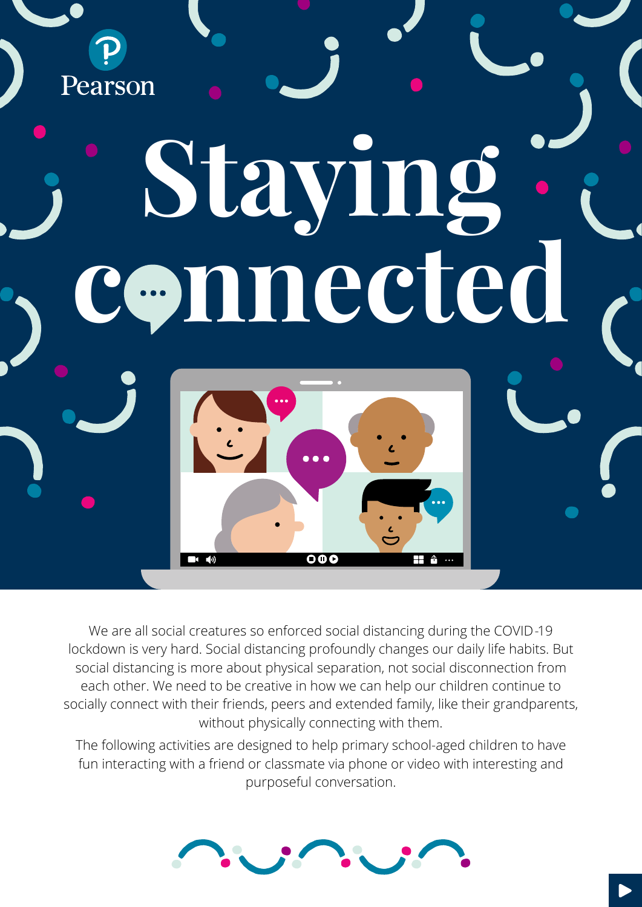Pearson

# Staying connected

We are all social creatures so enforced social distancing during the COVID-19 lockdown is very hard. Social distancing profoundly changes our daily life habits. But social distancing is more about physical separation, not social disconnection from each other. We need to be creative in how we can help our children continue to socially connect with their friends, peers and extended family, like their grandparents, without physically connecting with them.

The following activities are designed to help primary school-aged children to have fun interacting with a friend or classmate via phone or video with interesting and purposeful conversation.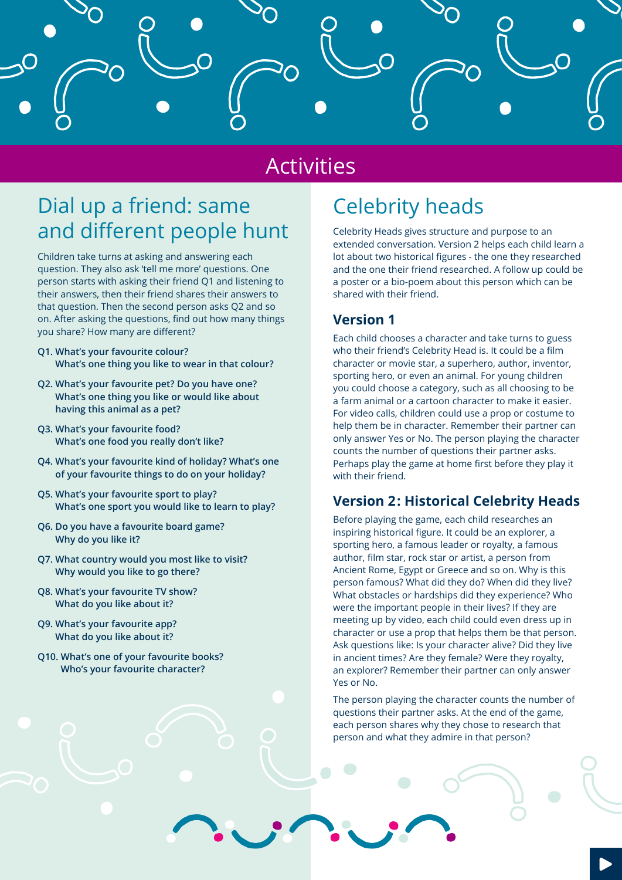# Activities

## Dial up a friend: same and different people hunt

Children take turns at asking and answering each question. They also ask 'tell me more' questions. One person starts with asking their friend Q1 and listening to their answers, then their friend shares their answers to that question. Then the second person asks Q2 and so on. After asking the questions, find out how many things you share? How many are different?

**Q1. What's your favourite colour? What's one thing you like to wear in that colour?**

**Q2. What's your favourite pet? Do you have one? What's one thing you like or would like about having this animal as a pet?**

**Q3. What's your favourite food? What's one food you really don't like?**

**Q4. What's your favourite kind of holiday? What's one of your favourite things to do on your holiday?**

**Q5. What's your favourite sport to play? What's one sport you would like to learn to play?**

**Q6. Do you have a favourite board game? Why do you like it?**

**Q7. What country would you most like to visit? Why would you like to go there?**

**Q8. What's your favourite TV show? What do you like about it?**

**Q9. What's your favourite app? What do you like about it?**

**Q10. What's one of your favourite books? Who's your favourite character?**

## Celebrity heads

Celebrity Heads gives structure and purpose to an extended conversation. Version 2 helps each child learn a lot about two historical figures - the one they researched and the one their friend researched. A follow up could be a poster or a bio-poem about this person which can be shared with their friend.

### Version 1

Each child chooses a character and take turns to guess who their friend's Celebrity Head is. It could be a film character or movie star, a superhero, author, inventor, sporting hero, or even an animal. For young children you could choose a category, such as all choosing to be a farm animal or a cartoon character to make it easier. For video calls, children could use a prop or costume to help them be in character. Remember their partner can only answer Yes or No. The person playing the character counts the number of questions their partner asks. Perhaps play the game at home first before they play it with their friend.

### Version 2: Historical Celebrity Heads

Before playing the game, each child researches an inspiring historical figure. It could be an explorer, a sporting hero, a famous leader or royalty, a famous author, film star, rock star or artist, a person from Ancient Rome, Egypt or Greece and so on. Why is this person famous? What did they do? When did they live? What obstacles or hardships did they experience? Who were the important people in their lives? If they are meeting up by video, each child could even dress up in character or use a prop that helps them be that person. Ask questions like: Is your character alive? Did they live in ancient times? Are they female? Were they royalty, an explorer? Remember their partner can only answer Yes or No.

The person playing the character counts the number of questions their partner asks. At the end of the game, each person shares why they chose to research that person and what they admire in that person?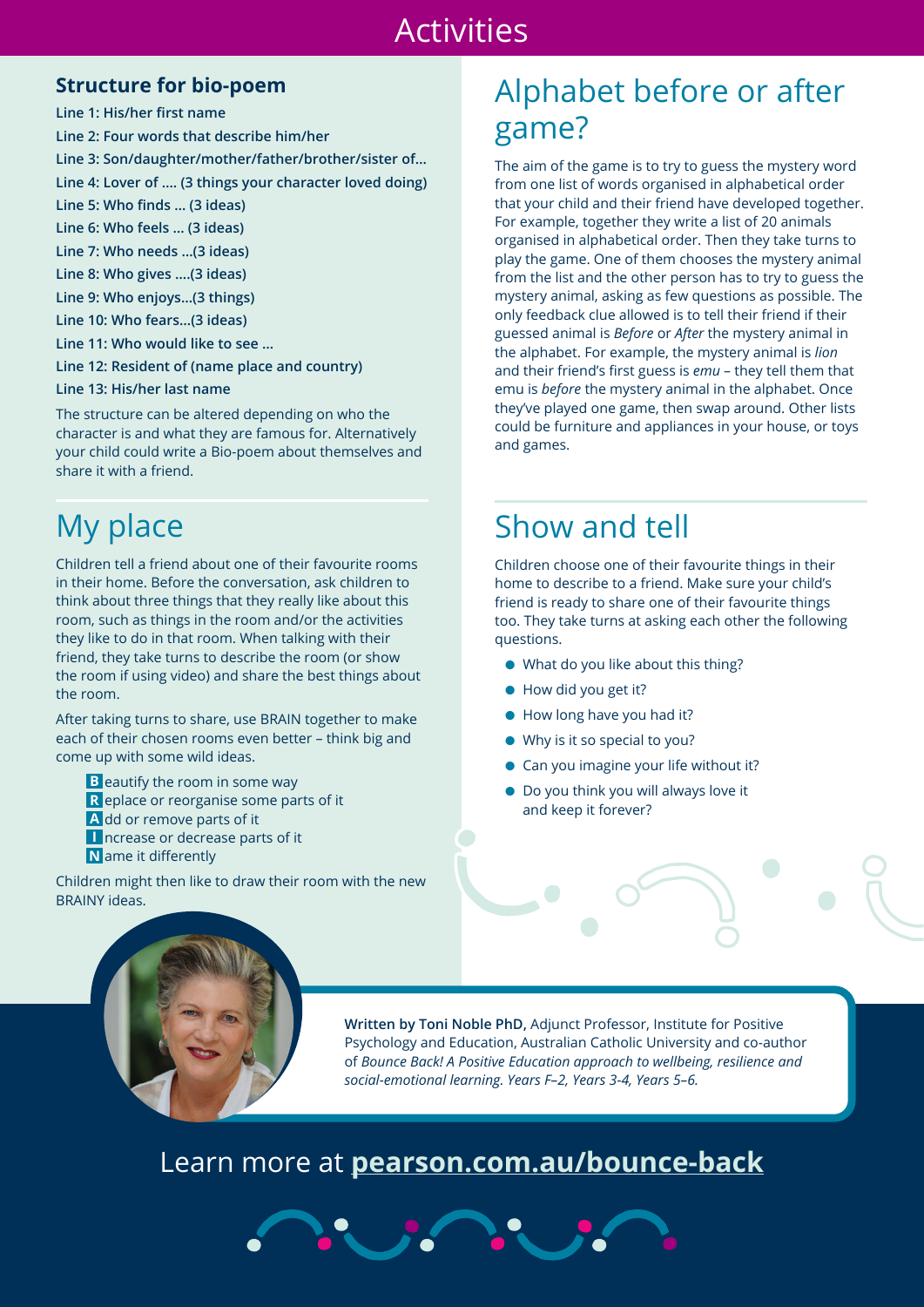# Activities

### Structure for bio-poem

**Line 1: His/her first name**
**Line 2: Four words that describe him/her**
**Line 3: Son/daughter/mother/father/brother/sister of...**
**Line 4: Lover of .... (3 things your character loved doing)**
**Line 5: Who finds ... (3 ideas)**
**Line 6: Who feels ... (3 ideas)**
**Line 7: Who needs ...(3 ideas)**
**Line 8: Who gives ....(3 ideas)**
**Line 9: Who enjoys...(3 things)**
**Line 10: Who fears...(3 ideas)**
**Line 11: Who would like to see ...**
**Line 12: Resident of (name place and country)**
**Line 13: His/her last name**

The structure can be altered depending on who the character is and what they are famous for. Alternatively your child could write a Bio-poem about themselves and share it with a friend.

## My place

Children tell a friend about one of their favourite rooms in their home. Before the conversation, ask children to think about three things that they really like about this room, such as things in the room and/or the activities they like to do in that room. When talking with their friend, they take turns to describe the room (or show the room if using video) and share the best things about the room.

After taking turns to share, use BRAIN together to make each of their chosen rooms even better – think big and come up with some wild ideas.

- **B** eautify the room in some way
- **R** eplace or reorganise some parts of it
- **A** dd or remove parts of it
- **I** ncrease or decrease parts of it
- **N** ame it differently

Children might then like to draw their room with the new BRAINY ideas.

## Alphabet before or after game?

The aim of the game is to try to guess the mystery word from one list of words organised in alphabetical order that your child and their friend have developed together. For example, together they write a list of 20 animals organised in alphabetical order. Then they take turns to play the game. One of them chooses the mystery animal from the list and the other person has to try to guess the mystery animal, asking as few questions as possible. The only feedback clue allowed is to tell their friend if their guessed animal is *Before* or *After* the mystery animal in the alphabet. For example, the mystery animal is *lion* and their friend's first guess is *emu* – they tell them that emu is *before* the mystery animal in the alphabet. Once they've played one game, then swap around. Other lists could be furniture and appliances in your house, or toys and games.

## Show and tell

Children choose one of their favourite things in their home to describe to a friend. Make sure your child's friend is ready to share one of their favourite things too. They take turns at asking each other the following questions.

- What do you like about this thing?
- How did you get it?
- How long have you had it?
- Why is it so special to you?
- Can you imagine your life without it?
- Do you think you will always love it and keep it forever?

**Written by Toni Noble PhD,** Adjunct Professor, Institute for Positive Psychology and Education, Australian Catholic University and co-author of *Bounce Back! A Positive Education approach to wellbeing, resilience and social-emotional learning. Years F–2, Years 3-4, Years 5–6.*

Learn more at **pearson.com.au/bounce-back**